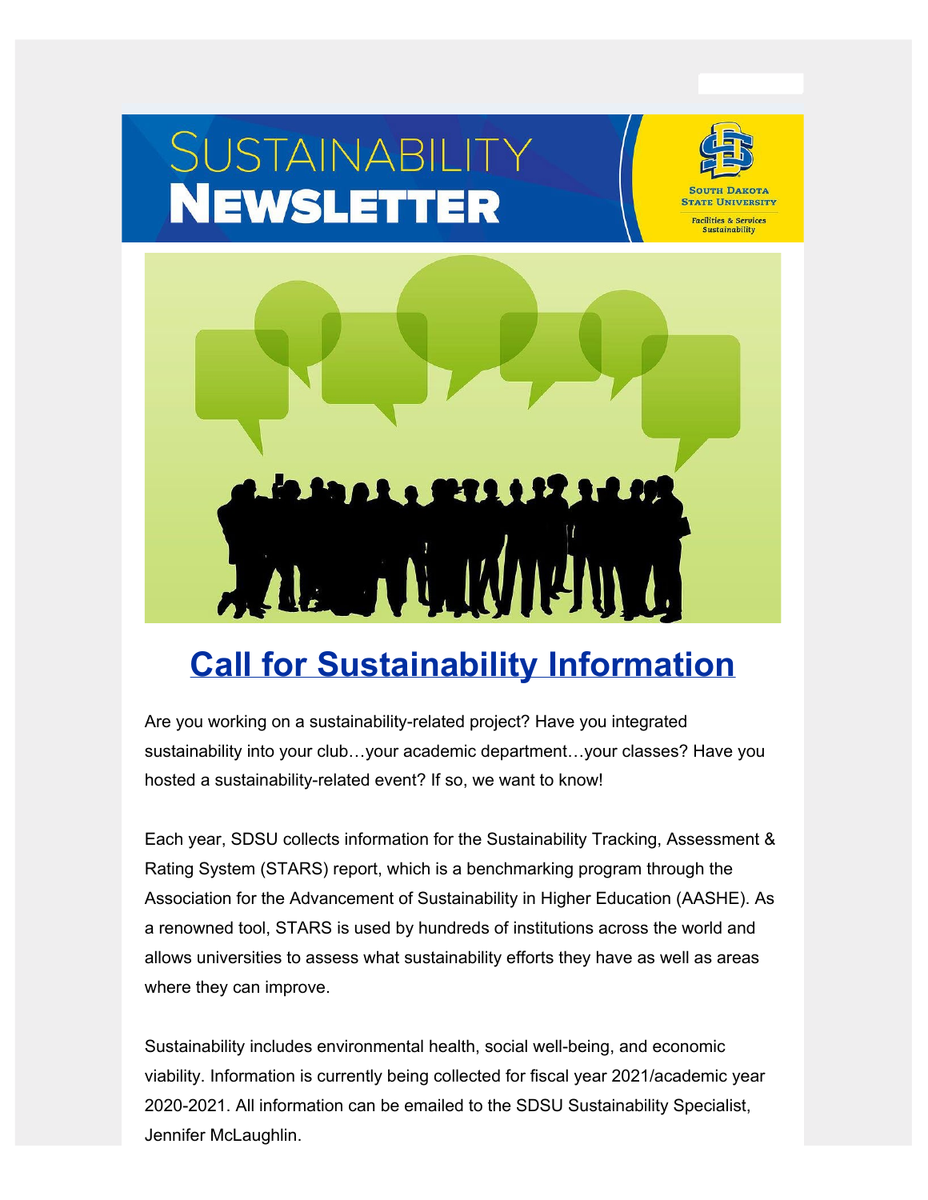# SUSTAINABILITY NEWSLETTER

South Dakota State University

Facilities & Services Sustainability

## Call for Sustainability Information

Are you working on a sustainability-related project? Have you integrated sustainability into your club…your academic department…your classes? Have you hosted a sustainability-related event? If so, we want to know!

Each year, SDSU collects information for the Sustainability Tracking, Assessment & Rating System (STARS) report, which is a benchmarking program through the Association for the Advancement of Sustainability in Higher Education (AASHE). As a renowned tool, STARS is used by hundreds of institutions across the world and allows universities to assess what sustainability efforts they have as well as areas where they can improve.

Sustainability includes environmental health, social well-being, and economic viability. Information is currently being collected for fiscal year 2021/academic year 2020-2021. All information can be emailed to the SDSU Sustainability Specialist, Jennifer McLaughlin.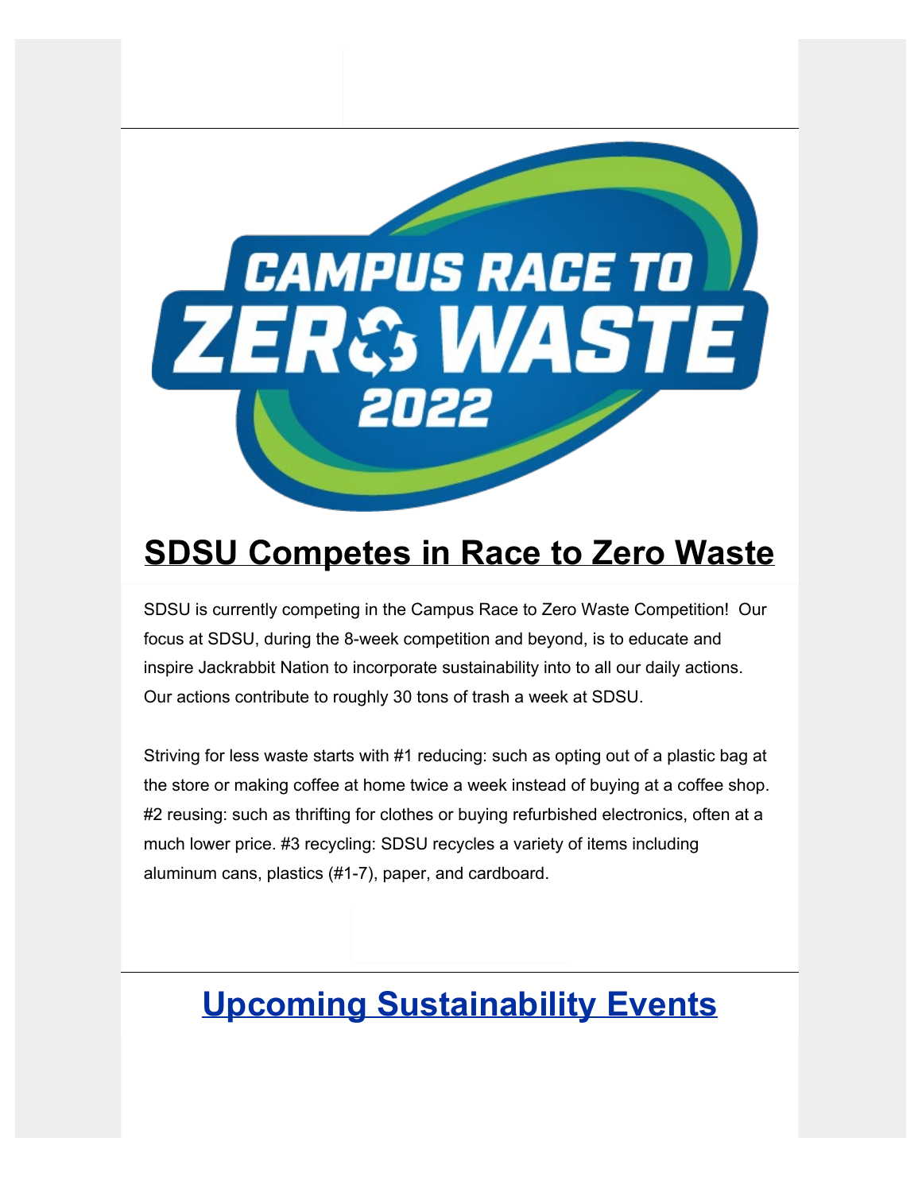# SDSU Competes in Race to Zero Waste

SDSU is currently competing in the Campus Race to Zero Waste Competition! Our focus at SDSU, during the 8-week competition and beyond, is to educate and inspire Jackrabbit Nation to incorporate sustainability into to all our daily actions. Our actions contribute to roughly 30 tons of trash a week at SDSU.

Striving for less waste starts with #1 reducing: such as opting out of a plastic bag at the store or making coffee at home twice a week instead of buying at a coffee shop. #2 reusing: such as thrifting for clothes or buying refurbished electronics, often at a much lower price. #3 recycling: SDSU recycles a variety of items including aluminum cans, plastics (#1-7), paper, and cardboard.

# Upcoming Sustainability Events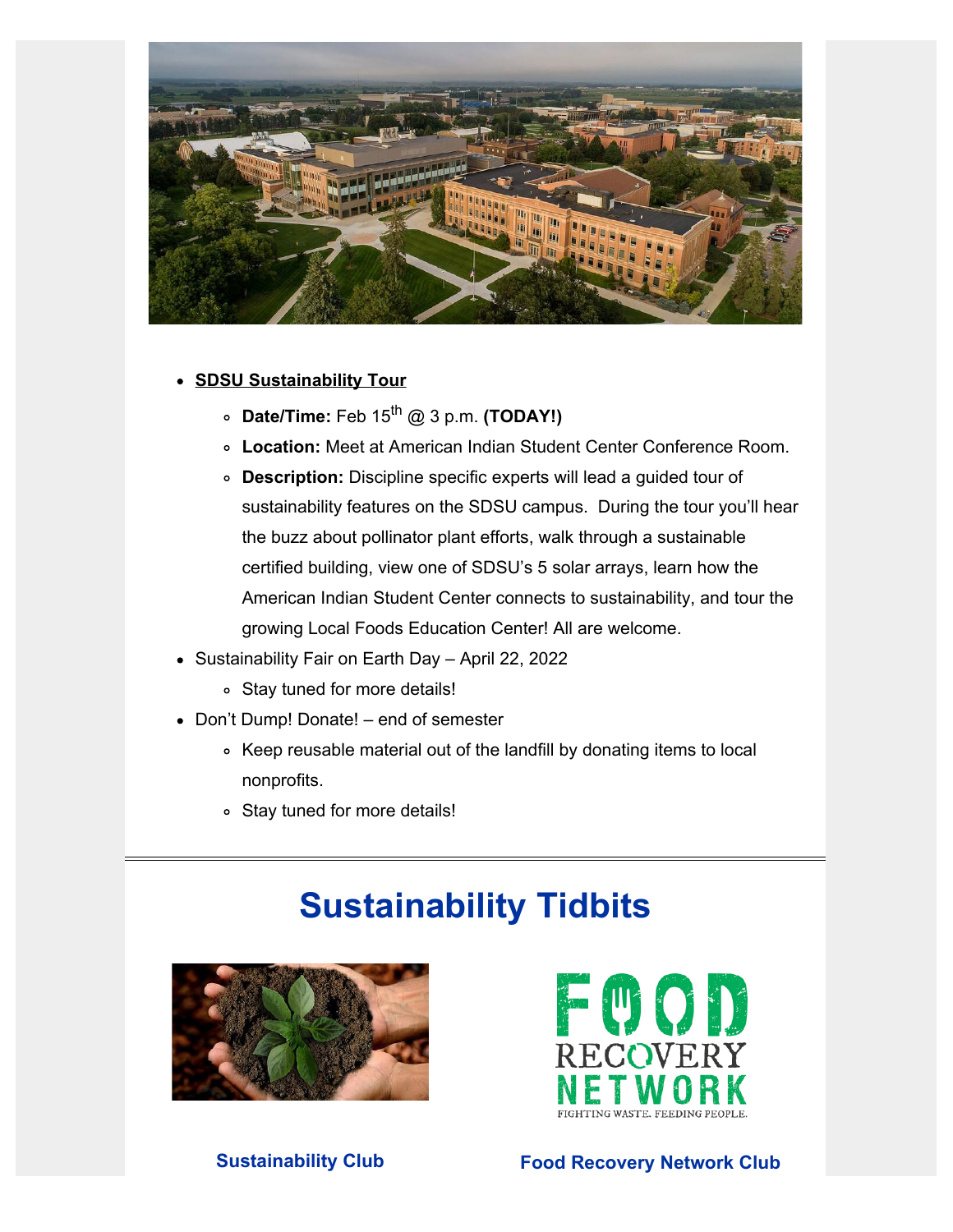- **SDSU Sustainability Tour**
  - **Date/Time:** Feb 15th @ 3 p.m. **(TODAY!)**
  - **Location:** Meet at American Indian Student Center Conference Room.
  - **Description:** Discipline specific experts will lead a guided tour of sustainability features on the SDSU campus. During the tour you'll hear the buzz about pollinator plant efforts, walk through a sustainable certified building, view one of SDSU's 5 solar arrays, learn how the American Indian Student Center connects to sustainability, and tour the growing Local Foods Education Center! All are welcome.
- Sustainability Fair on Earth Day – April 22, 2022
  - Stay tuned for more details!
- Don't Dump! Donate! – end of semester
  - Keep reusable material out of the landfill by donating items to local nonprofits.
  - Stay tuned for more details!

---

## Sustainability Tidbits

**Sustainability Club**

**Food Recovery Network Club**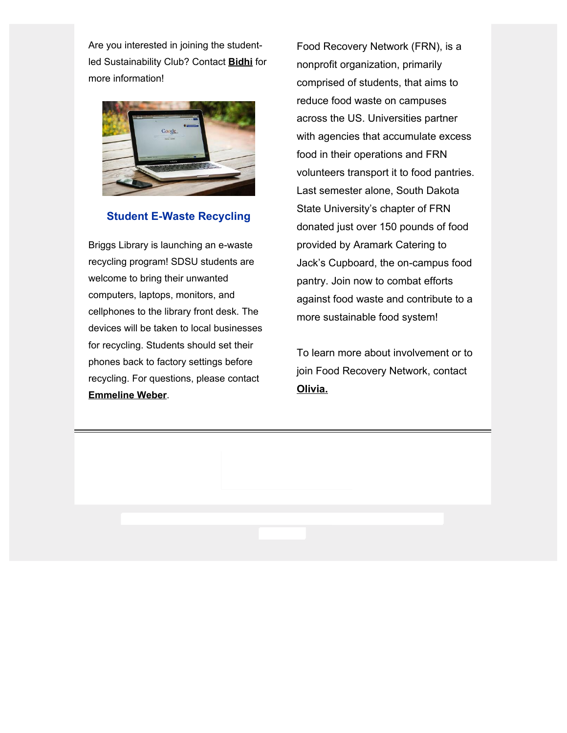Are you interested in joining the student-led Sustainability Club? Contact **Bidhi** for more information!

### Student E-Waste Recycling

Briggs Library is launching an e-waste recycling program! SDSU students are welcome to bring their unwanted computers, laptops, monitors, and cellphones to the library front desk. The devices will be taken to local businesses for recycling. Students should set their phones back to factory settings before recycling. For questions, please contact **Emmeline Weber**.

Food Recovery Network (FRN), is a nonprofit organization, primarily comprised of students, that aims to reduce food waste on campuses across the US. Universities partner with agencies that accumulate excess food in their operations and FRN volunteers transport it to food pantries. Last semester alone, South Dakota State University's chapter of FRN donated just over 150 pounds of food provided by Aramark Catering to Jack's Cupboard, the on-campus food pantry. Join now to combat efforts against food waste and contribute to a more sustainable food system!

To learn more about involvement or to join Food Recovery Network, contact **Olivia.**